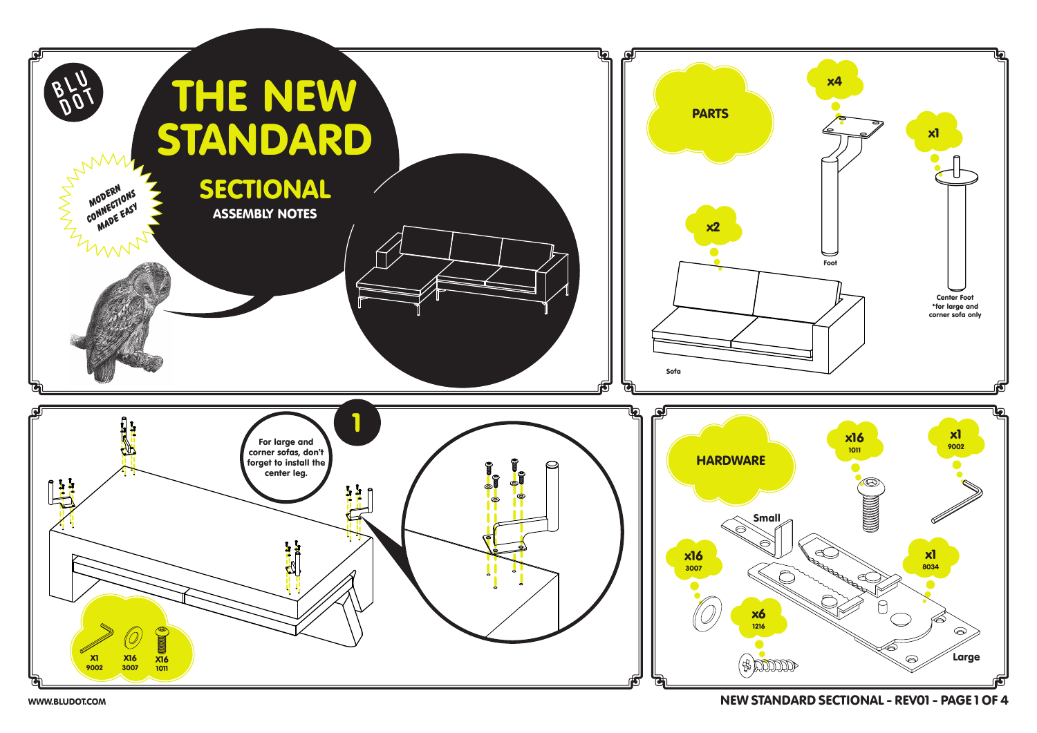BLU DOT

# THE NEW STANDARD

## SECTIONAL

### ASSEMBLY NOTES

*MODERN CONNECTIONS MADE EASY*

## PARTS

- x2 — Sofa
- x4 — Foot
- x1 — Center Foot *for large and corner sofa only

## 1

For large and corner sofas, don't forget to install the center leg.

- X1 — 9002
- X16 — 3007
- X16 — 1011

## HARDWARE

- x16 — 1011
- x1 — 9002
- x16 — 3007
- x1 — 8034
- x6 — 1216

Small

Large

WWW.BLUDOT.COM

NEW STANDARD SECTIONAL - REV01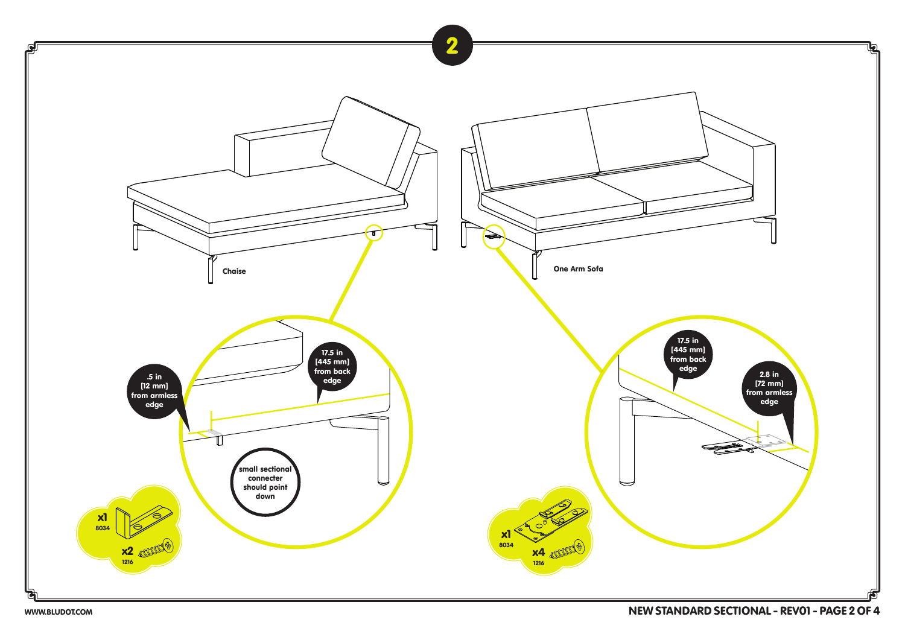## 2

**Chaise**

**One Arm Sofa**

.5 in [12 mm] from armless edge

17.5 in [445 mm] from back edge

small sectional connecter should point down

x1 8034

x2 1216

17.5 in [445 mm] from back edge

2.8 in [72 mm] from armless edge

x1 8034

x4 1216

WWW.BLUDOT.COM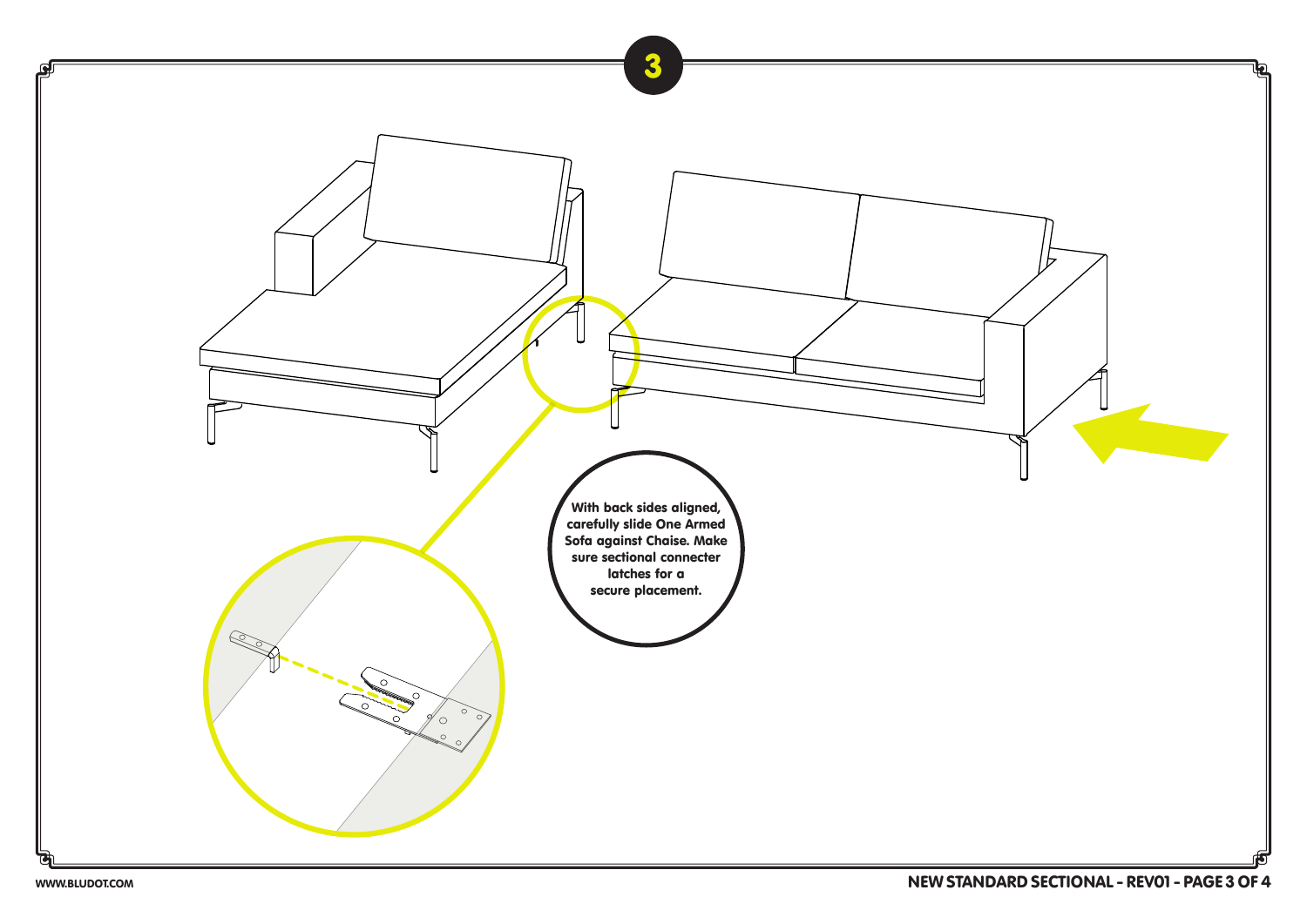# 3

With back sides aligned, carefully slide One Armed Sofa against Chaise. Make sure sectional connecter latches for a secure placement.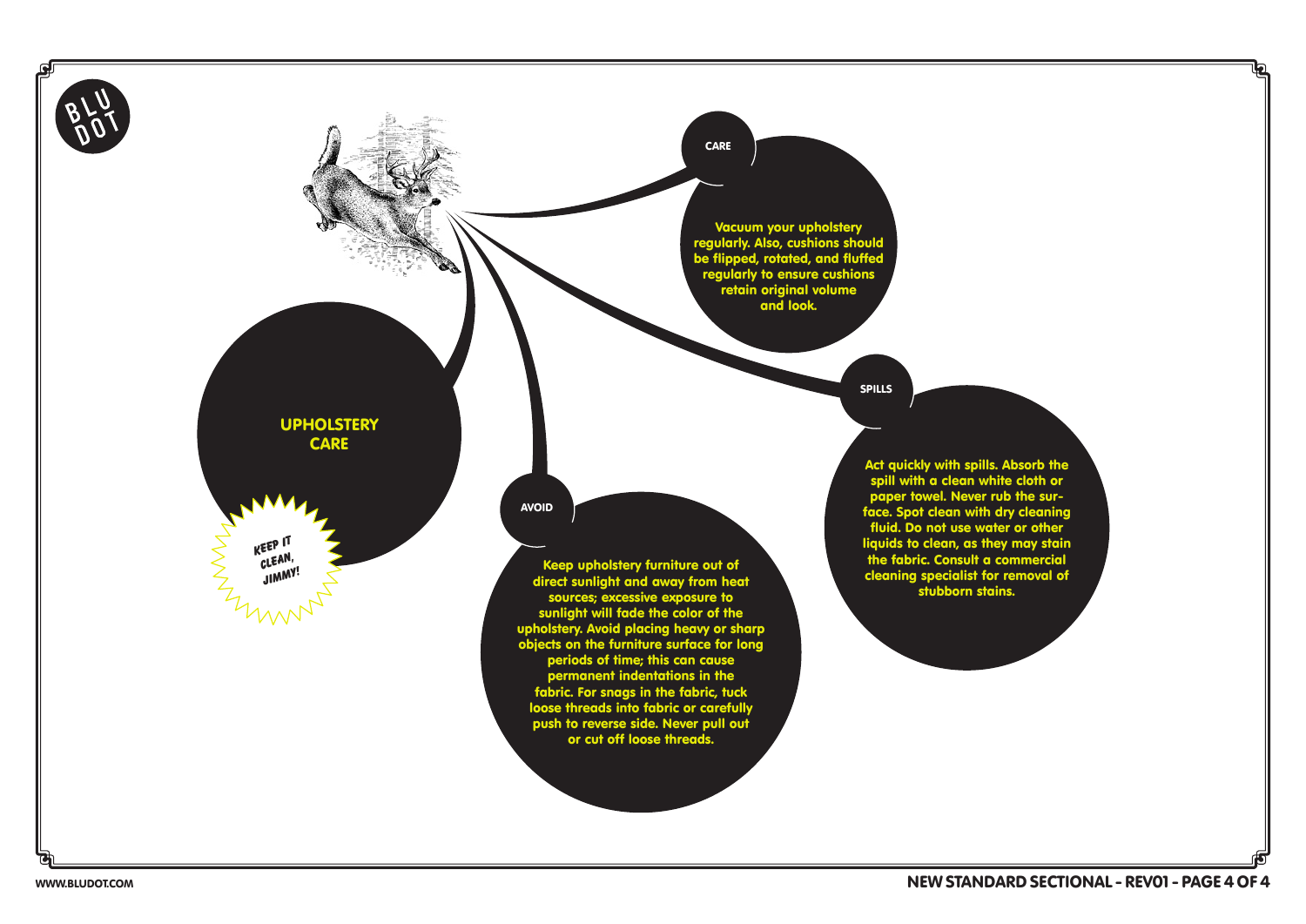# UPHOLSTERY CARE

KEEP IT CLEAN, JIMMY!

## CARE

Vacuum your upholstery regularly. Also, cushions should be flipped, rotated, and fluffed regularly to ensure cushions retain original volume and look.

## SPILLS

Act quickly with spills. Absorb the spill with a clean white cloth or paper towel. Never rub the surface. Spot clean with dry cleaning fluid. Do not use water or other liquids to clean, as they may stain the fabric. Consult a commercial cleaning specialist for removal of stubborn stains.

## AVOID

Keep upholstery furniture out of direct sunlight and away from heat sources; excessive exposure to sunlight will fade the color of the upholstery. Avoid placing heavy or sharp objects on the furniture surface for long periods of time; this can cause permanent indentations in the fabric. For snags in the fabric, tuck loose threads into fabric or carefully push to reverse side. Never pull out or cut off loose threads.